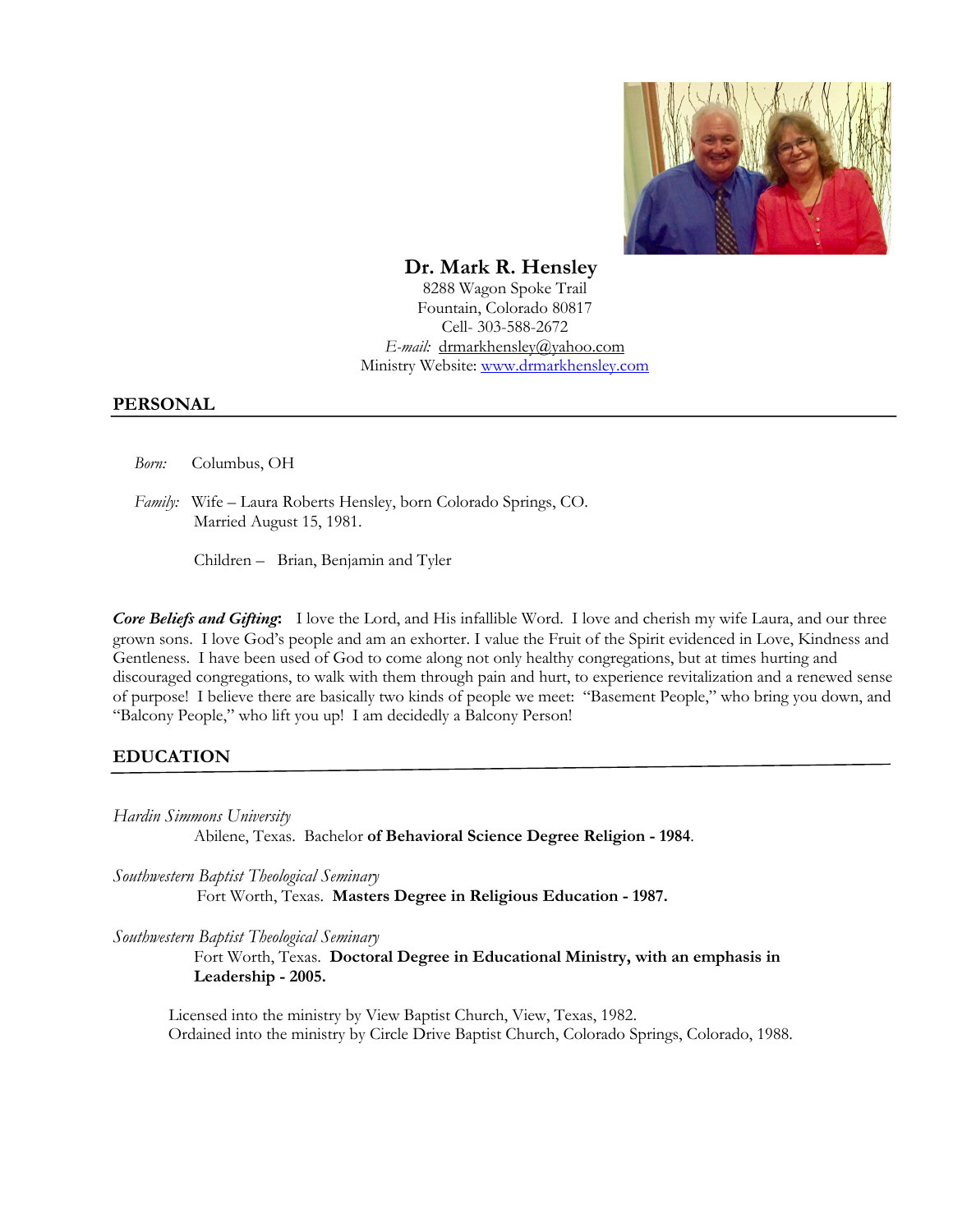**Dr. Mark R. Hensley**
8288 Wagon Spoke Trail
Fountain, Colorado 80817
Cell- 303-588-2672
*E-mail:* drmarkhensley@yahoo.com
Ministry Website: www.drmarkhensley.com

## PERSONAL

*Born:* Columbus, OH

*Family:* Wife – Laura Roberts Hensley, born Colorado Springs, CO.
Married August 15, 1981.

Children – Brian, Benjamin and Tyler

***Core Beliefs and Gifting*:** I love the Lord, and His infallible Word. I love and cherish my wife Laura, and our three grown sons. I love God's people and am an exhorter. I value the Fruit of the Spirit evidenced in Love, Kindness and Gentleness. I have been used of God to come along not only healthy congregations, but at times hurting and discouraged congregations, to walk with them through pain and hurt, to experience revitalization and a renewed sense of purpose! I believe there are basically two kinds of people we meet: "Basement People," who bring you down, and "Balcony People," who lift you up! I am decidedly a Balcony Person!

## EDUCATION

*Hardin Simmons University*
Abilene, Texas. Bachelor **of Behavioral Science Degree Religion - 1984**.

*Southwestern Baptist Theological Seminary*
Fort Worth, Texas. **Masters Degree in Religious Education - 1987.**

*Southwestern Baptist Theological Seminary*
Fort Worth, Texas. **Doctoral Degree in Educational Ministry, with an emphasis in Leadership - 2005.**

Licensed into the ministry by View Baptist Church, View, Texas, 1982.
Ordained into the ministry by Circle Drive Baptist Church, Colorado Springs, Colorado, 1988.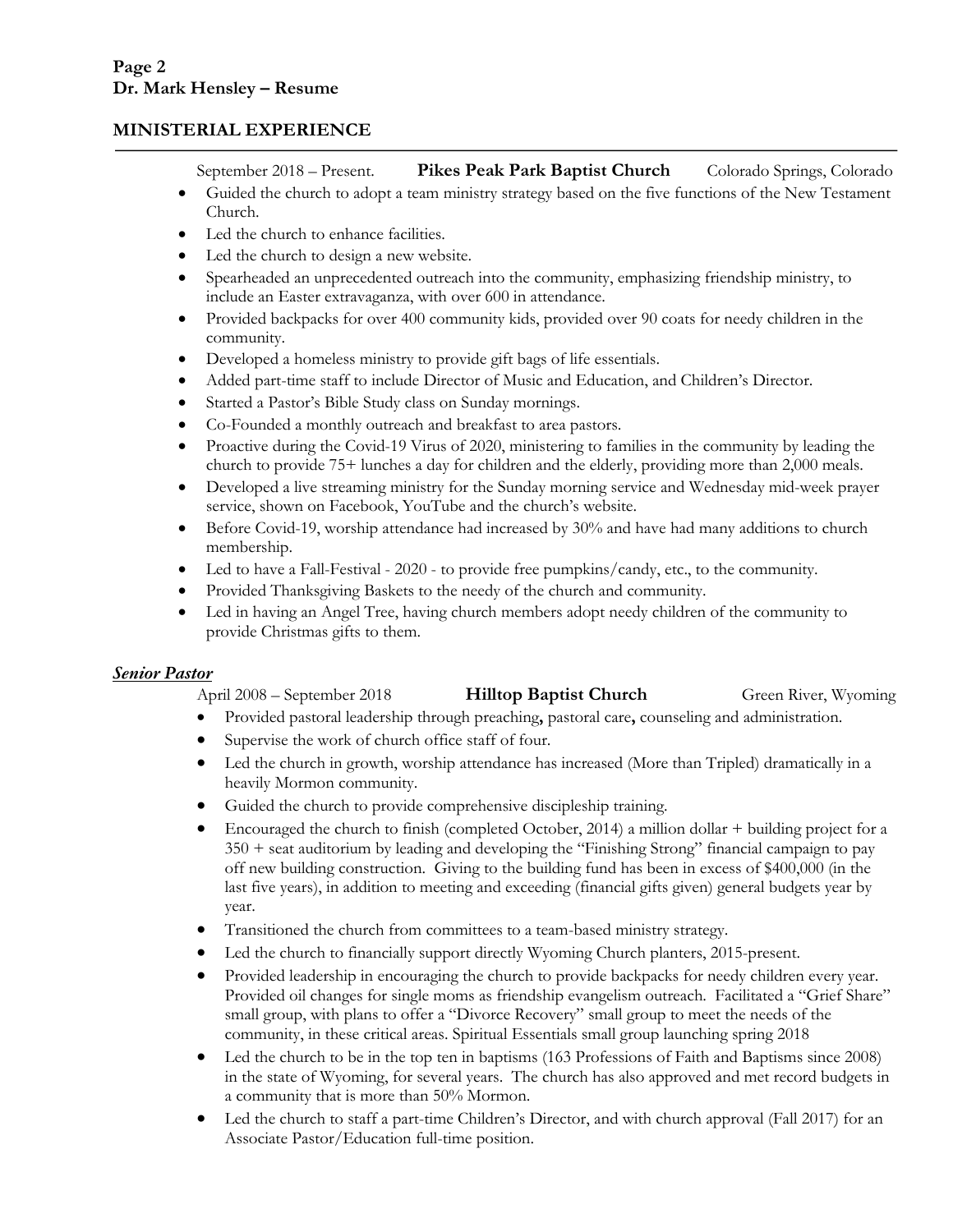## MINISTERIAL EXPERIENCE

September 2018 – Present. **Pikes Peak Park Baptist Church** Colorado Springs, Colorado

- Guided the church to adopt a team ministry strategy based on the five functions of the New Testament Church.
- Led the church to enhance facilities.
- Led the church to design a new website.
- Spearheaded an unprecedented outreach into the community, emphasizing friendship ministry, to include an Easter extravaganza, with over 600 in attendance.
- Provided backpacks for over 400 community kids, provided over 90 coats for needy children in the community.
- Developed a homeless ministry to provide gift bags of life essentials.
- Added part-time staff to include Director of Music and Education, and Children's Director.
- Started a Pastor's Bible Study class on Sunday mornings.
- Co-Founded a monthly outreach and breakfast to area pastors.
- Proactive during the Covid-19 Virus of 2020, ministering to families in the community by leading the church to provide 75+ lunches a day for children and the elderly, providing more than 2,000 meals.
- Developed a live streaming ministry for the Sunday morning service and Wednesday mid-week prayer service, shown on Facebook, YouTube and the church's website.
- Before Covid-19, worship attendance had increased by 30% and have had many additions to church membership.
- Led to have a Fall-Festival - 2020 - to provide free pumpkins/candy, etc., to the community.
- Provided Thanksgiving Baskets to the needy of the church and community.
- Led in having an Angel Tree, having church members adopt needy children of the community to provide Christmas gifts to them.

***Senior Pastor***

April 2008 – September 2018 **Hilltop Baptist Church** Green River, Wyoming

- Provided pastoral leadership through preaching**,** pastoral care**,** counseling and administration.
- Supervise the work of church office staff of four.
- Led the church in growth, worship attendance has increased (More than Tripled) dramatically in a heavily Mormon community.
- Guided the church to provide comprehensive discipleship training.
- Encouraged the church to finish (completed October, 2014) a million dollar + building project for a 350 + seat auditorium by leading and developing the "Finishing Strong" financial campaign to pay off new building construction. Giving to the building fund has been in excess of $400,000 (in the last five years), in addition to meeting and exceeding (financial gifts given) general budgets year by year.
- Transitioned the church from committees to a team-based ministry strategy.
- Led the church to financially support directly Wyoming Church planters, 2015-present.
- Provided leadership in encouraging the church to provide backpacks for needy children every year. Provided oil changes for single moms as friendship evangelism outreach. Facilitated a "Grief Share" small group, with plans to offer a "Divorce Recovery" small group to meet the needs of the community, in these critical areas. Spiritual Essentials small group launching spring 2018
- Led the church to be in the top ten in baptisms (163 Professions of Faith and Baptisms since 2008) in the state of Wyoming, for several years. The church has also approved and met record budgets in a community that is more than 50% Mormon.
- Led the church to staff a part-time Children's Director, and with church approval (Fall 2017) for an Associate Pastor/Education full-time position.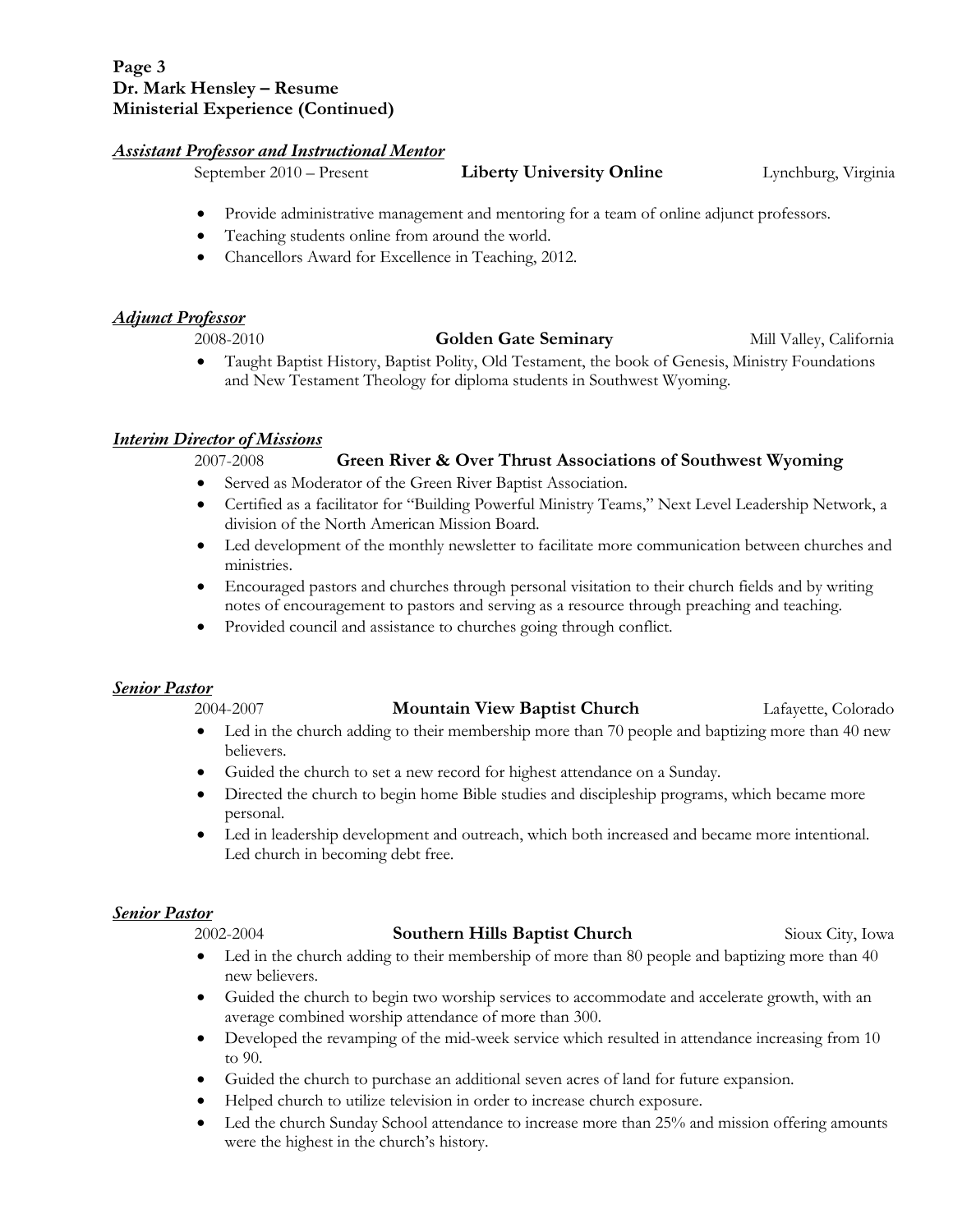**Ministerial Experience (Continued)**

***Assistant Professor and Instructional Mentor***

September 2010 – Present **Liberty University Online** Lynchburg, Virginia

- Provide administrative management and mentoring for a team of online adjunct professors.
- Teaching students online from around the world.
- Chancellors Award for Excellence in Teaching, 2012.

***Adjunct Professor***

2008-2010 **Golden Gate Seminary** Mill Valley, California

- Taught Baptist History, Baptist Polity, Old Testament, the book of Genesis, Ministry Foundations and New Testament Theology for diploma students in Southwest Wyoming.

***Interim Director of Missions***

2007-2008 **Green River & Over Thrust Associations of Southwest Wyoming**

- Served as Moderator of the Green River Baptist Association.
- Certified as a facilitator for "Building Powerful Ministry Teams," Next Level Leadership Network, a division of the North American Mission Board.
- Led development of the monthly newsletter to facilitate more communication between churches and ministries.
- Encouraged pastors and churches through personal visitation to their church fields and by writing notes of encouragement to pastors and serving as a resource through preaching and teaching.
- Provided council and assistance to churches going through conflict.

***Senior Pastor***

2004-2007 **Mountain View Baptist Church** Lafayette, Colorado

- Led in the church adding to their membership more than 70 people and baptizing more than 40 new believers.
- Guided the church to set a new record for highest attendance on a Sunday.
- Directed the church to begin home Bible studies and discipleship programs, which became more personal.
- Led in leadership development and outreach, which both increased and became more intentional. Led church in becoming debt free.

***Senior Pastor***

2002-2004 **Southern Hills Baptist Church** Sioux City, Iowa

- Led in the church adding to their membership of more than 80 people and baptizing more than 40 new believers.
- Guided the church to begin two worship services to accommodate and accelerate growth, with an average combined worship attendance of more than 300.
- Developed the revamping of the mid-week service which resulted in attendance increasing from 10 to 90.
- Guided the church to purchase an additional seven acres of land for future expansion.
- Helped church to utilize television in order to increase church exposure.
- Led the church Sunday School attendance to increase more than 25% and mission offering amounts were the highest in the church's history.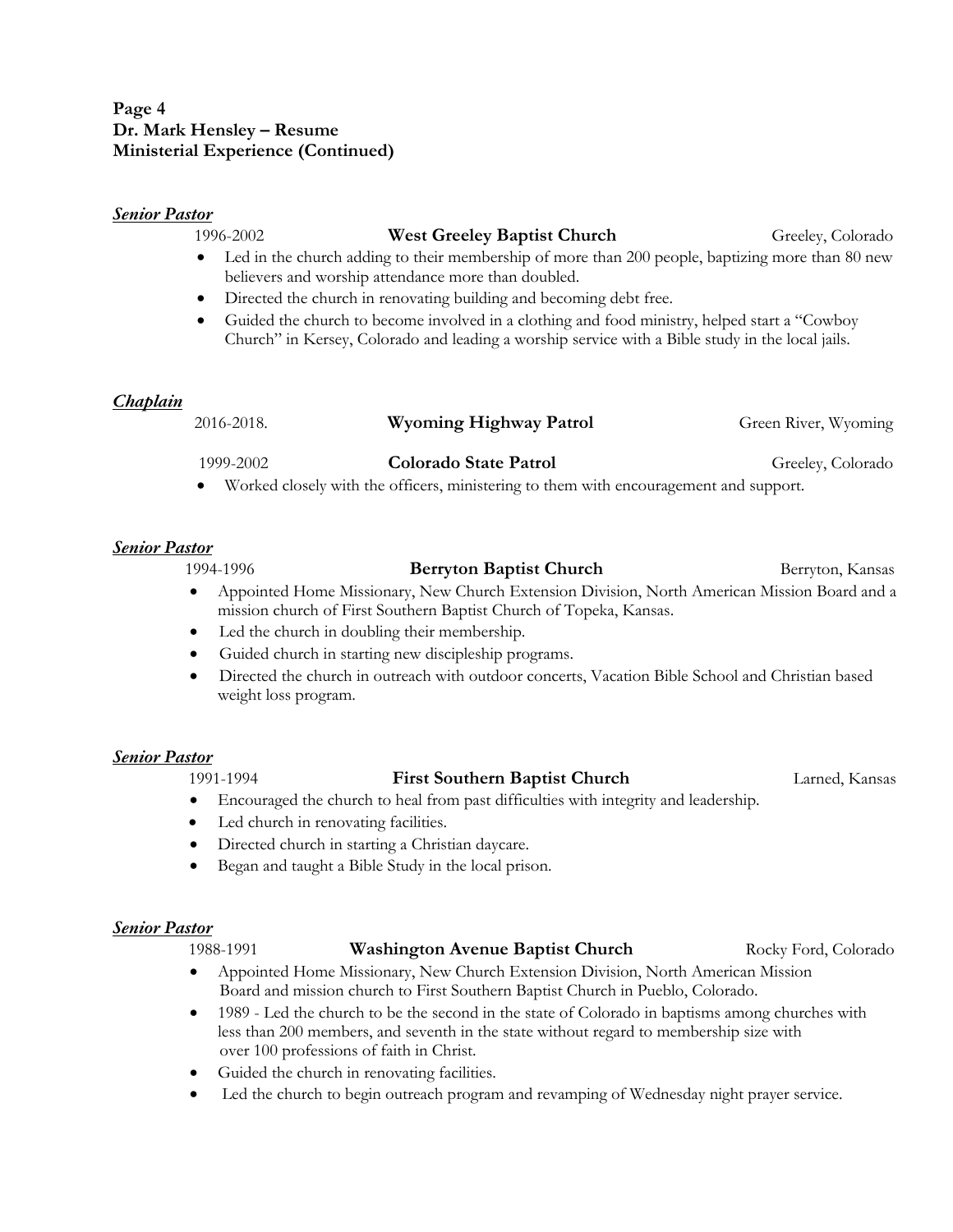**Page 4**
**Dr. Mark Hensley – Resume**
**Ministerial Experience (Continued)**

***Senior Pastor***

1996-2002 **West Greeley Baptist Church** Greeley, Colorado

- Led in the church adding to their membership of more than 200 people, baptizing more than 80 new believers and worship attendance more than doubled.
- Directed the church in renovating building and becoming debt free.
- Guided the church to become involved in a clothing and food ministry, helped start a "Cowboy Church" in Kersey, Colorado and leading a worship service with a Bible study in the local jails.

***Chaplain***

2016-2018. **Wyoming Highway Patrol** Green River, Wyoming

1999-2002 **Colorado State Patrol** Greeley, Colorado

- Worked closely with the officers, ministering to them with encouragement and support.

***Senior Pastor***

1994-1996 **Berryton Baptist Church** Berryton, Kansas

- Appointed Home Missionary, New Church Extension Division, North American Mission Board and a mission church of First Southern Baptist Church of Topeka, Kansas.
- Led the church in doubling their membership.
- Guided church in starting new discipleship programs.
- Directed the church in outreach with outdoor concerts, Vacation Bible School and Christian based weight loss program.

***Senior Pastor***

1991-1994 **First Southern Baptist Church** Larned, Kansas

- Encouraged the church to heal from past difficulties with integrity and leadership.
- Led church in renovating facilities.
- Directed church in starting a Christian daycare.
- Began and taught a Bible Study in the local prison.

***Senior Pastor***

1988-1991 **Washington Avenue Baptist Church** Rocky Ford, Colorado

- Appointed Home Missionary, New Church Extension Division, North American Mission Board and mission church to First Southern Baptist Church in Pueblo, Colorado.
- 1989 - Led the church to be the second in the state of Colorado in baptisms among churches with less than 200 members, and seventh in the state without regard to membership size with over 100 professions of faith in Christ.
- Guided the church in renovating facilities.
- Led the church to begin outreach program and revamping of Wednesday night prayer service.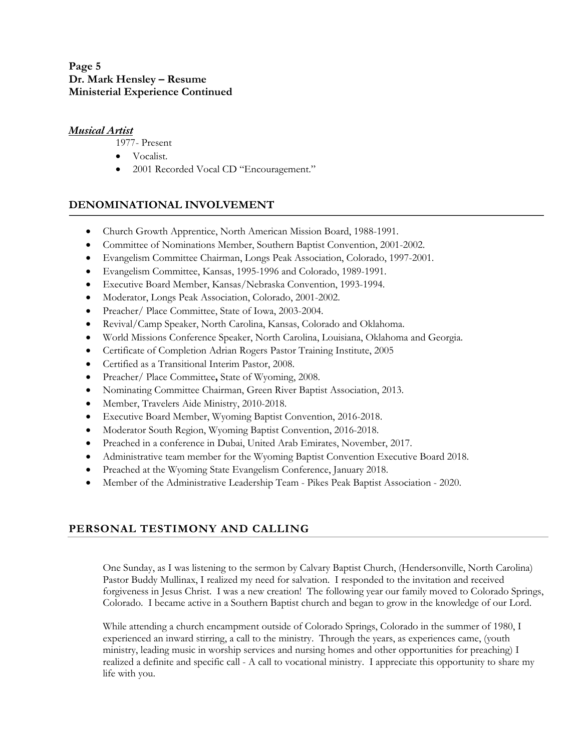**Page 5**
**Dr. Mark Hensley – Resume**
**Ministerial Experience Continued**

***Musical Artist***

1977- Present

- Vocalist.
- 2001 Recorded Vocal CD "Encouragement."

## DENOMINATIONAL INVOLVEMENT

- Church Growth Apprentice, North American Mission Board, 1988-1991.
- Committee of Nominations Member, Southern Baptist Convention, 2001-2002.
- Evangelism Committee Chairman, Longs Peak Association, Colorado, 1997-2001.
- Evangelism Committee, Kansas, 1995-1996 and Colorado, 1989-1991.
- Executive Board Member, Kansas/Nebraska Convention, 1993-1994.
- Moderator, Longs Peak Association, Colorado, 2001-2002.
- Preacher/ Place Committee, State of Iowa, 2003-2004.
- Revival/Camp Speaker, North Carolina, Kansas, Colorado and Oklahoma.
- World Missions Conference Speaker, North Carolina, Louisiana, Oklahoma and Georgia.
- Certificate of Completion Adrian Rogers Pastor Training Institute, 2005
- Certified as a Transitional Interim Pastor, 2008.
- Preacher/ Place Committee**,** State of Wyoming, 2008.
- Nominating Committee Chairman, Green River Baptist Association, 2013.
- Member, Travelers Aide Ministry, 2010-2018.
- Executive Board Member, Wyoming Baptist Convention, 2016-2018.
- Moderator South Region, Wyoming Baptist Convention, 2016-2018.
- Preached in a conference in Dubai, United Arab Emirates, November, 2017.
- Administrative team member for the Wyoming Baptist Convention Executive Board 2018.
- Preached at the Wyoming State Evangelism Conference, January 2018.
- Member of the Administrative Leadership Team - Pikes Peak Baptist Association - 2020.

## PERSONAL TESTIMONY AND CALLING

One Sunday, as I was listening to the sermon by Calvary Baptist Church, (Hendersonville, North Carolina) Pastor Buddy Mullinax, I realized my need for salvation. I responded to the invitation and received forgiveness in Jesus Christ. I was a new creation! The following year our family moved to Colorado Springs, Colorado. I became active in a Southern Baptist church and began to grow in the knowledge of our Lord.

While attending a church encampment outside of Colorado Springs, Colorado in the summer of 1980, I experienced an inward stirring, a call to the ministry. Through the years, as experiences came, (youth ministry, leading music in worship services and nursing homes and other opportunities for preaching) I realized a definite and specific call - A call to vocational ministry. I appreciate this opportunity to share my life with you.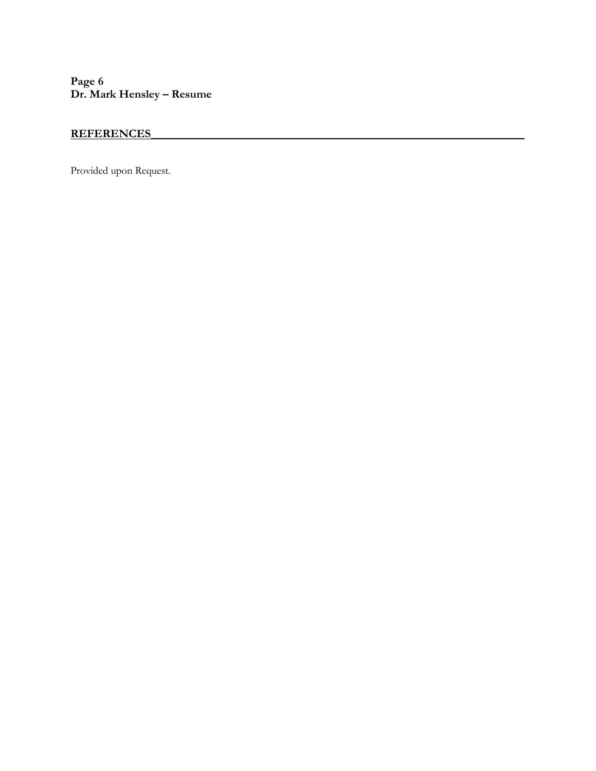## REFERENCES

Provided upon Request.